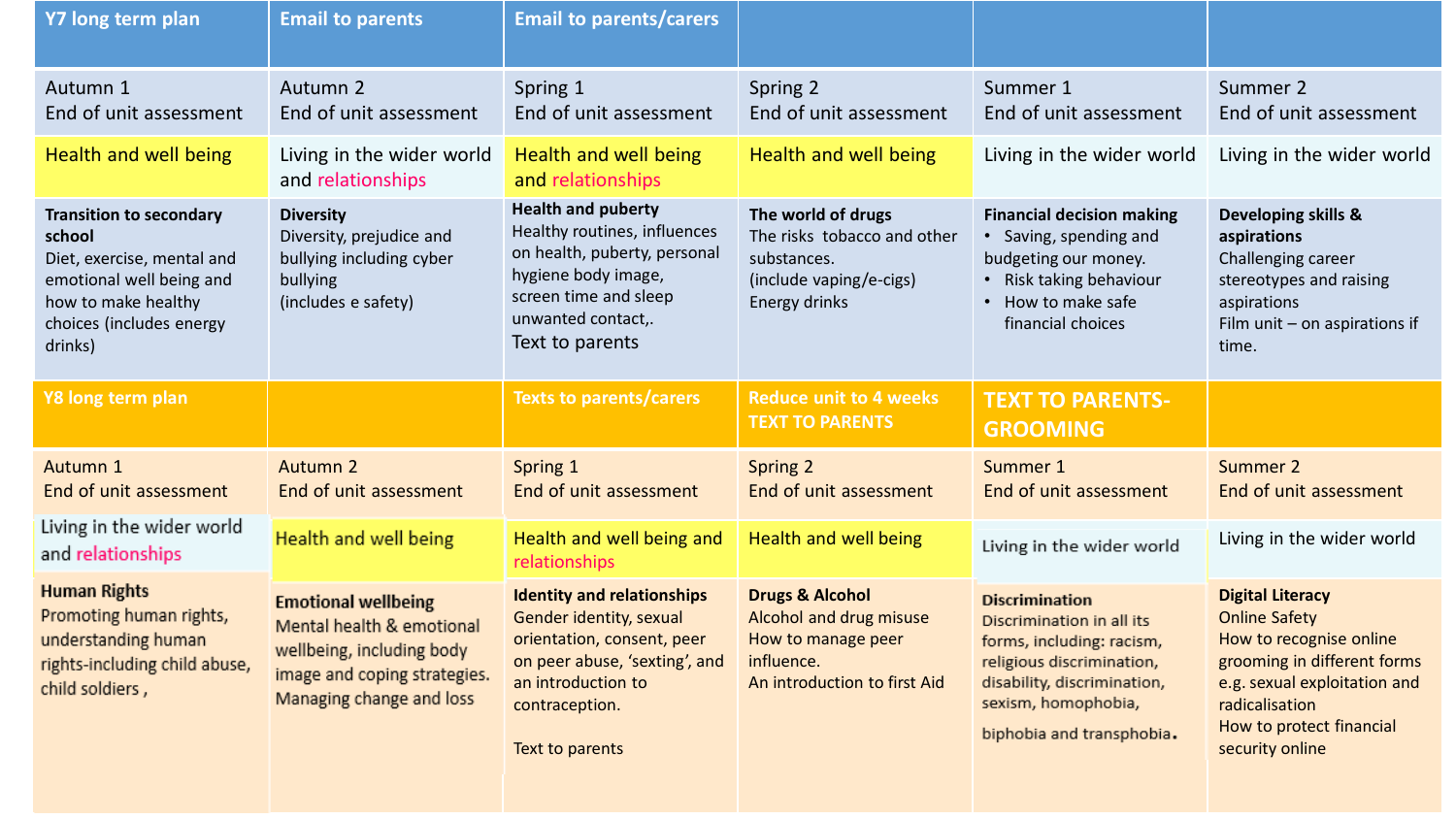| Y7 long term plan | Email to parents | Email to parents/carers | | | |
|---|---|---|---|---|---|
| Autumn 1<br>End of unit assessment | Autumn 2<br>End of unit assessment | Spring 1<br>End of unit assessment | Spring 2<br>End of unit assessment | Summer 1<br>End of unit assessment | Summer 2<br>End of unit assessment |
| Health and well being | Living in the wider world and relationships | Health and well being and relationships | Health and well being | Living in the wider world | Living in the wider world |
| **Transition to secondary school**<br>Diet, exercise, mental and emotional well being and how to make healthy choices (includes energy drinks) | **Diversity**<br>Diversity, prejudice and bullying including cyber bullying<br>(includes e safety) | **Health and puberty**<br>Healthy routines, influences on health, puberty, personal hygiene body image, screen time and sleep unwanted contact,.<br>Text to parents | **The world of drugs**<br>The risks tobacco and other substances.<br>(include vaping/e-cigs)<br>Energy drinks | **Financial decision making**<br>• Saving, spending and budgeting our money.<br>• Risk taking behaviour<br>• How to make safe financial choices | **Developing skills & aspirations**<br>Challenging career stereotypes and raising aspirations<br>Film unit – on aspirations if time. |

| Y8 long term plan | | Texts to parents/carers | Reduce unit to 4 weeks<br>TEXT TO PARENTS | TEXT TO PARENTS-GROOMING | |
|---|---|---|---|---|---|
| Autumn 1<br>End of unit assessment | Autumn 2<br>End of unit assessment | Spring 1<br>End of unit assessment | Spring 2<br>End of unit assessment | Summer 1<br>End of unit assessment | Summer 2<br>End of unit assessment |
| Living in the wider world and relationships | Health and well being | Health and well being and relationships | Health and well being | Living in the wider world | Living in the wider world |
| **Human Rights**<br>Promoting human rights, understanding human rights-including child abuse, child soldiers , | **Emotional wellbeing**<br>Mental health & emotional wellbeing, including body image and coping strategies.<br>Managing change and loss | **Identity and relationships**<br>Gender identity, sexual orientation, consent, peer on peer abuse, 'sexting', and an introduction to contraception.<br><br>Text to parents | **Drugs & Alcohol**<br>Alcohol and drug misuse<br>How to manage peer influence.<br>An introduction to first Aid | **Discrimination**<br>Discrimination in all its forms, including: racism, religious discrimination, disability, discrimination, sexism, homophobia, biphobia and transphobia. | **Digital Literacy**<br>Online Safety<br>How to recognise online grooming in different forms e.g. sexual exploitation and radicalisation<br>How to protect financial security online |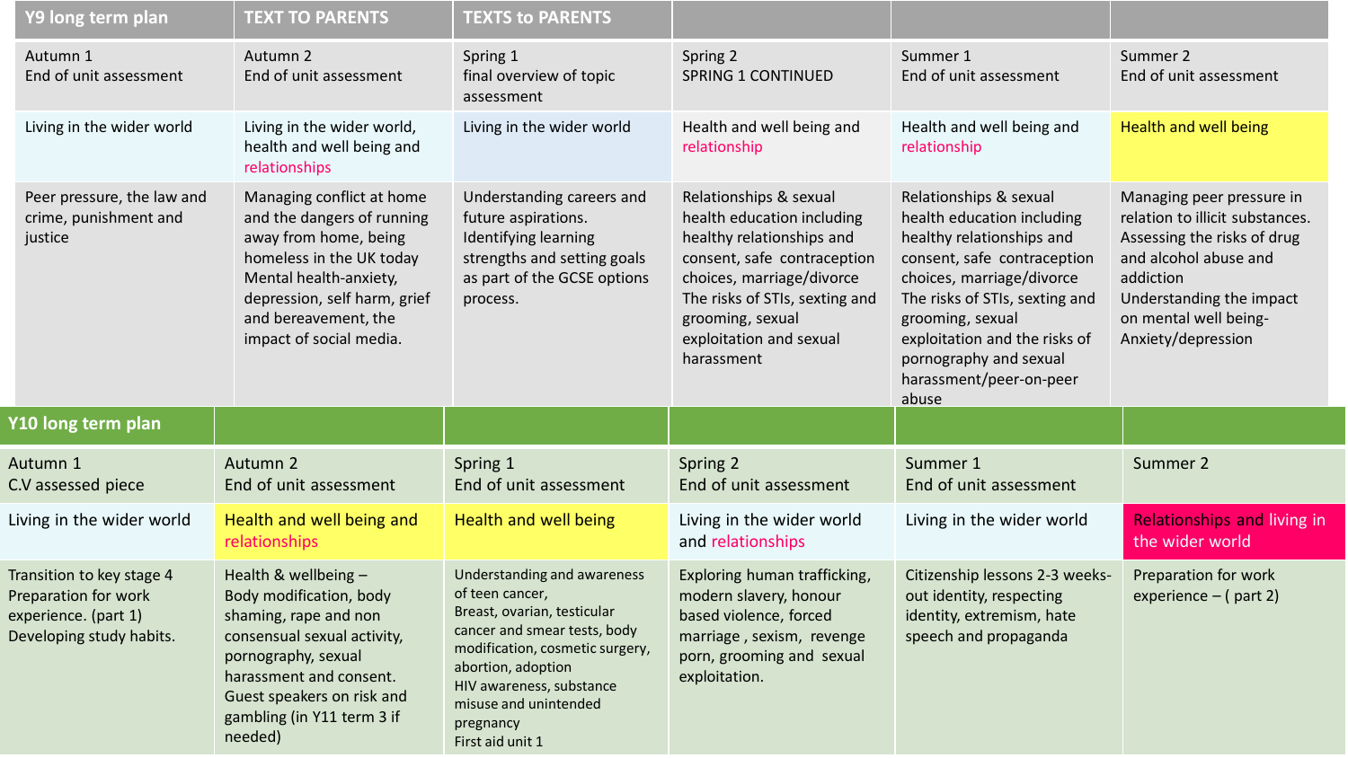| Y9 long term plan | TEXT TO PARENTS | TEXTS to PARENTS | | | |
|---|---|---|---|---|---|
| Autumn 1<br>End of unit assessment | Autumn 2<br>End of unit assessment | Spring 1<br>final overview of topic assessment | Spring 2<br>SPRING 1 CONTINUED | Summer 1<br>End of unit assessment | Summer 2<br>End of unit assessment |
| Living in the wider world | Living in the wider world, health and well being and relationships | Living in the wider world | Health and well being and relationship | Health and well being and relationship | Health and well being |
| Peer pressure, the law and crime, punishment and justice | Managing conflict at home and the dangers of running away from home, being homeless in the UK today<br>Mental health-anxiety, depression, self harm, grief and bereavement, the impact of social media. | Understanding careers and future aspirations.<br>Identifying learning strengths and setting goals as part of the GCSE options process. | Relationships & sexual health education including healthy relationships and consent, safe contraception choices, marriage/divorce<br>The risks of STIs, sexting and grooming, sexual exploitation and sexual harassment | Relationships & sexual health education including healthy relationships and consent, safe contraception choices, marriage/divorce<br>The risks of STIs, sexting and grooming, sexual exploitation and the risks of pornography and sexual harassment/peer-on-peer abuse | Managing peer pressure in relation to illicit substances.<br>Assessing the risks of drug and alcohol abuse and addiction<br>Understanding the impact on mental well being- Anxiety/depression |

| Y10 long term plan | | | | | |
|---|---|---|---|---|---|
| Autumn 1<br>C.V assessed piece | Autumn 2<br>End of unit assessment | Spring 1<br>End of unit assessment | Spring 2<br>End of unit assessment | Summer 1<br>End of unit assessment | Summer 2 |
| Living in the wider world | Health and well being and relationships | Health and well being | Living in the wider world and relationships | Living in the wider world | Relationships and living in the wider world |
| Transition to key stage 4<br>Preparation for work experience. (part 1)<br>Developing study habits. | Health & wellbeing –<br>Body modification, body shaming, rape and non consensual sexual activity, pornography, sexual harassment and consent.<br>Guest speakers on risk and gambling (in Y11 term 3 if needed) | Understanding and awareness of teen cancer,<br>Breast, ovarian, testicular cancer and smear tests, body modification, cosmetic surgery, abortion, adoption<br>HIV awareness, substance misuse and unintended pregnancy<br>First aid unit 1 | Exploring human trafficking, modern slavery, honour based violence, forced marriage , sexism, revenge porn, grooming and sexual exploitation. | Citizenship lessons 2-3 weeks- out identity, respecting identity, extremism, hate speech and propaganda | Preparation for work experience – ( part 2) |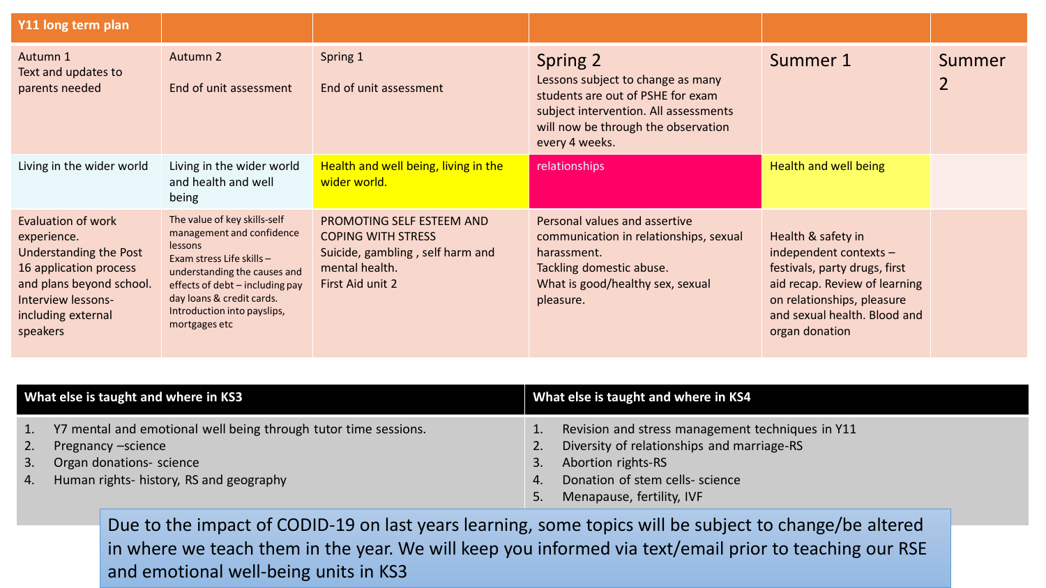| Y11 long term plan | | | | | |
|---|---|---|---|---|---|
| Autumn 1<br>Text and updates to parents needed | Autumn 2<br><br>End of unit assessment | Spring 1<br><br>End of unit assessment | Spring 2<br>Lessons subject to change as many students are out of PSHE for exam subject intervention. All assessments will now be through the observation every 4 weeks. | Summer 1 | Summer 2 |
| Living in the wider world | Living in the wider world and health and well being | Health and well being, living in the wider world. | relationships | Health and well being | |
| Evaluation of work experience.<br>Understanding the Post 16 application process and plans beyond school.<br>Interview lessons- including external speakers | The value of key skills-self management and confidence lessons<br>Exam stress Life skills – understanding the causes and effects of debt – including pay day loans & credit cards.<br>Introduction into payslips, mortgages etc | PROMOTING SELF ESTEEM AND COPING WITH STRESS<br>Suicide, gambling , self harm and mental health.<br>First Aid unit 2 | Personal values and assertive communication in relationships, sexual harassment.<br>Tackling domestic abuse.<br>What is good/healthy sex, sexual pleasure. | Health & safety in independent contexts – festivals, party drugs, first aid recap. Review of learning on relationships, pleasure and sexual health. Blood and organ donation | |

| What else is taught and where in KS3 | What else is taught and where in KS4 |
|---|---|
| 1. Y7 mental and emotional well being through tutor time sessions.<br>2. Pregnancy –science<br>3. Organ donations- science<br>4. Human rights- history, RS and geography | 1. Revision and stress management techniques in Y11<br>2. Diversity of relationships and marriage-RS<br>3. Abortion rights-RS<br>4. Donation of stem cells- science<br>5. Menapause, fertility, IVF |

Due to the impact of CODID-19 on last years learning, some topics will be subject to change/be altered in where we teach them in the year. We will keep you informed via text/email prior to teaching our RSE and emotional well-being units in KS3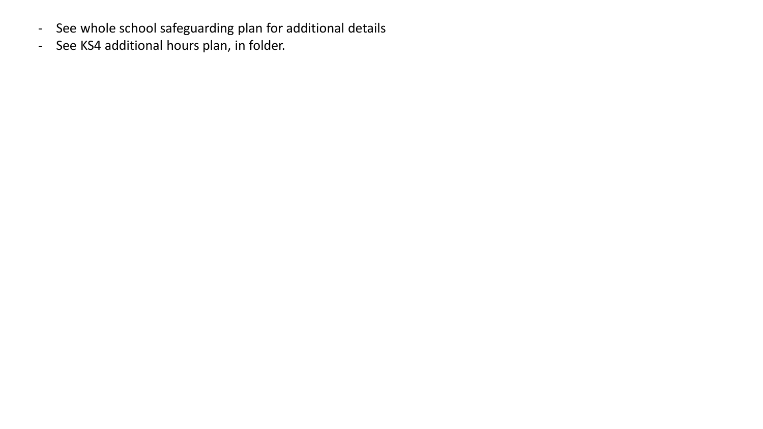- See whole school safeguarding plan for additional details
- See KS4 additional hours plan, in folder.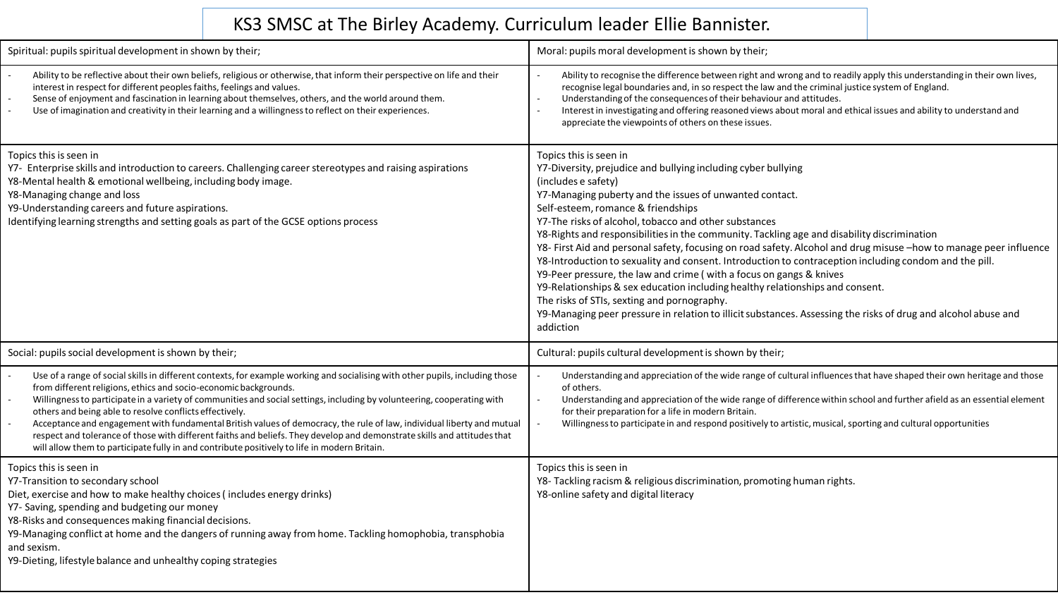# KS3 SMSC at The Birley Academy. Curriculum leader Ellie Bannister.

## Spiritual: pupils spiritual development in shown by their;

- Ability to be reflective about their own beliefs, religious or otherwise, that inform their perspective on life and their interest in respect for different peoples faiths, feelings and values.
- Sense of enjoyment and fascination in learning about themselves, others, and the world around them.
- Use of imagination and creativity in their learning and a willingness to reflect on their experiences.

Topics this is seen in
Y7- Enterprise skills and introduction to careers. Challenging career stereotypes and raising aspirations
Y8-Mental health & emotional wellbeing, including body image.
Y8-Managing change and loss
Y9-Understanding careers and future aspirations.
Identifying learning strengths and setting goals as part of the GCSE options process

## Moral: pupils moral development is shown by their;

- Ability to recognise the difference between right and wrong and to readily apply this understanding in their own lives, recognise legal boundaries and, in so respect the law and the criminal justice system of England.
- Understanding of the consequences of their behaviour and attitudes.
- Interest in investigating and offering reasoned views about moral and ethical issues and ability to understand and appreciate the viewpoints of others on these issues.

Topics this is seen in
Y7-Diversity, prejudice and bullying including cyber bullying
(includes e safety)
Y7-Managing puberty and the issues of unwanted contact.
Self-esteem, romance & friendships
Y7-The risks of alcohol, tobacco and other substances
Y8-Rights and responsibilities in the community. Tackling age and disability discrimination
Y8- First Aid and personal safety, focusing on road safety. Alcohol and drug misuse –how to manage peer influence
Y8-Introduction to sexuality and consent. Introduction to contraception including condom and the pill.
Y9-Peer pressure, the law and crime ( with a focus on gangs & knives
Y9-Relationships & sex education including healthy relationships and consent.
The risks of STIs, sexting and pornography.
Y9-Managing peer pressure in relation to illicit substances. Assessing the risks of drug and alcohol abuse and addiction

## Social: pupils social development is shown by their;

- Use of a range of social skills in different contexts, for example working and socialising with other pupils, including those from different religions, ethics and socio-economic backgrounds.
- Willingness to participate in a variety of communities and social settings, including by volunteering, cooperating with others and being able to resolve conflicts effectively.
- Acceptance and engagement with fundamental British values of democracy, the rule of law, individual liberty and mutual respect and tolerance of those with different faiths and beliefs. They develop and demonstrate skills and attitudes that will allow them to participate fully in and contribute positively to life in modern Britain.

Topics this is seen in
Y7-Transition to secondary school
Diet, exercise and how to make healthy choices ( includes energy drinks)
Y7- Saving, spending and budgeting our money
Y8-Risks and consequences making financial decisions.
Y9-Managing conflict at home and the dangers of running away from home. Tackling homophobia, transphobia and sexism.
Y9-Dieting, lifestyle balance and unhealthy coping strategies

## Cultural: pupils cultural development is shown by their;

- Understanding and appreciation of the wide range of cultural influences that have shaped their own heritage and those of others.
- Understanding and appreciation of the wide range of difference within school and further afield as an essential element for their preparation for a life in modern Britain.
- Willingness to participate in and respond positively to artistic, musical, sporting and cultural opportunities

Topics this is seen in
Y8- Tackling racism & religious discrimination, promoting human rights.
Y8-online safety and digital literacy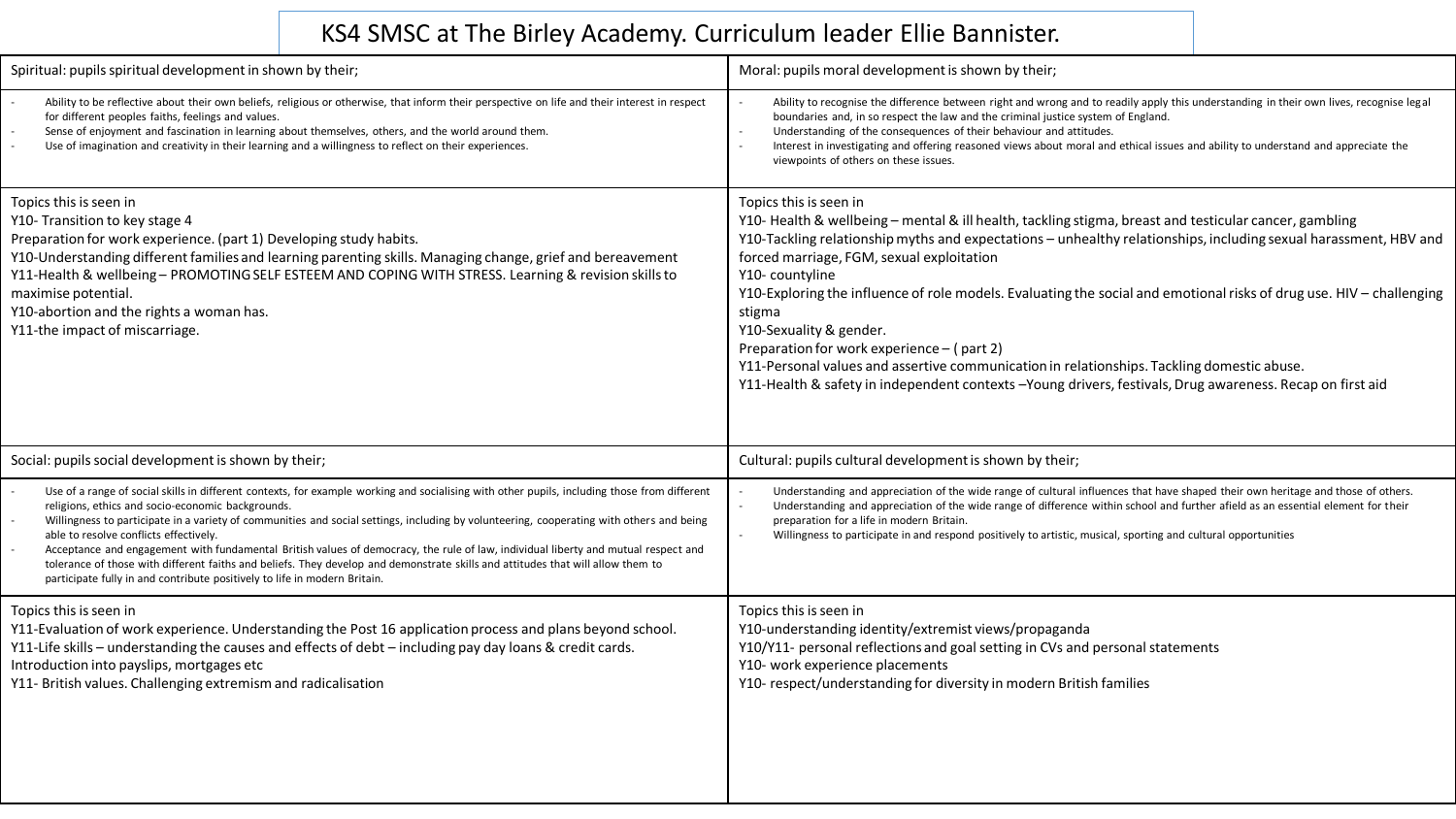# KS4 SMSC at The Birley Academy. Curriculum leader Ellie Bannister.

## Spiritual: pupils spiritual development in shown by their;

- Ability to be reflective about their own beliefs, religious or otherwise, that inform their perspective on life and their interest in respect for different peoples faiths, feelings and values.
- Sense of enjoyment and fascination in learning about themselves, others, and the world around them.
- Use of imagination and creativity in their learning and a willingness to reflect on their experiences.

Topics this is seen in

Y10- Transition to key stage 4

Preparation for work experience. (part 1) Developing study habits.

Y10-Understanding different families and learning parenting skills. Managing change, grief and bereavement

Y11-Health & wellbeing – PROMOTING SELF ESTEEM AND COPING WITH STRESS. Learning & revision skills to maximise potential.

Y10-abortion and the rights a woman has.

Y11-the impact of miscarriage.

## Moral: pupils moral development is shown by their;

- Ability to recognise the difference between right and wrong and to readily apply this understanding in their own lives, recognise legal boundaries and, in so respect the law and the criminal justice system of England.
- Understanding of the consequences of their behaviour and attitudes.
- Interest in investigating and offering reasoned views about moral and ethical issues and ability to understand and appreciate the viewpoints of others on these issues.

Topics this is seen in

Y10- Health & wellbeing – mental & ill health, tackling stigma, breast and testicular cancer, gambling

Y10-Tackling relationship myths and expectations – unhealthy relationships, including sexual harassment, HBV and forced marriage, FGM, sexual exploitation

Y10- countyline

Y10-Exploring the influence of role models. Evaluating the social and emotional risks of drug use. HIV – challenging stigma

Y10-Sexuality & gender.

Preparation for work experience – ( part 2)

Y11-Personal values and assertive communication in relationships. Tackling domestic abuse.

Y11-Health & safety in independent contexts –Young drivers, festivals, Drug awareness. Recap on first aid

## Social: pupils social development is shown by their;

- Use of a range of social skills in different contexts, for example working and socialising with other pupils, including those from different religions, ethics and socio-economic backgrounds.
- Willingness to participate in a variety of communities and social settings, including by volunteering, cooperating with others and being able to resolve conflicts effectively.
- Acceptance and engagement with fundamental British values of democracy, the rule of law, individual liberty and mutual respect and tolerance of those with different faiths and beliefs. They develop and demonstrate skills and attitudes that will allow them to participate fully in and contribute positively to life in modern Britain.

Topics this is seen in

Y11-Evaluation of work experience. Understanding the Post 16 application process and plans beyond school.

Y11-Life skills – understanding the causes and effects of debt – including pay day loans & credit cards.

Introduction into payslips, mortgages etc

Y11- British values. Challenging extremism and radicalisation

## Cultural: pupils cultural development is shown by their;

- Understanding and appreciation of the wide range of cultural influences that have shaped their own heritage and those of others.
- Understanding and appreciation of the wide range of difference within school and further afield as an essential element for their preparation for a life in modern Britain.
- Willingness to participate in and respond positively to artistic, musical, sporting and cultural opportunities

Topics this is seen in

Y10-understanding identity/extremist views/propaganda

Y10/Y11- personal reflections and goal setting in CVs and personal statements

Y10- work experience placements

Y10- respect/understanding for diversity in modern British families